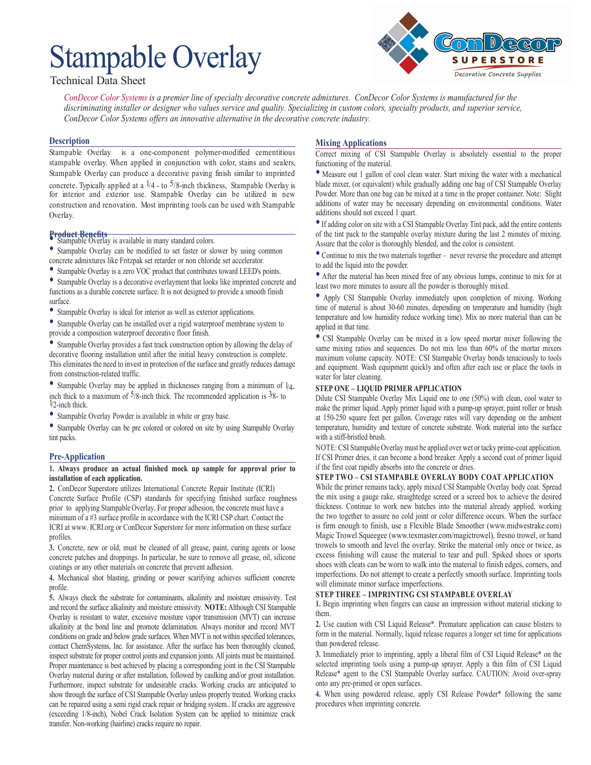# Stampable Overlay

Technical Data Sheet

ConDecor Superstore — Decorative Concrete Supplies

*ConDecor Color Systems is a premier line of specialty decorative concrete admixtures. ConDecor Color Systems is manufactured for the discriminating installer or designer who values service and quality. Specializing in custom colors, specialty products, and superior service, ConDecor Color Systems offers an innovative alternative in the decorative concrete industry.*

## Description

Stampable Overlay is a one-component polymer-modified cementitious stampable overlay. When applied in conjunction with color, stains and sealers, Stampable Overlay can produce a decorative paving finish similar to imprinted concrete. Typically applied at a 1/4 - to 5/8-inch thickness, Stampable Overlay is for interior and exterior use. Stampable Overlay can be utilized in new construction and renovation. Most imprinting tools can be used with Stampable Overlay.

## Product Benefits

- Stampable Overlay is available in many standard colors.
- Stampable Overlay can be modified to set faster or slower by using common concrete admixtures like Fritzpak set retarder or non chloride set accelerator.
- Stampable Overlay is a zero VOC product that contributes toward LEED's points.
- Stampable Overlay is a decorative overlayment that looks like imprinted concrete and functions as a durable concrete surface. It is not designed to provide a smooth finish surface.
- Stampable Overlay is ideal for interior as well as exterior applications.
- Stampable Overlay can be installed over a rigid waterproof membrane system to provide a composition waterproof decorative floor finish.
- Stampable Overlay provides a fast track construction option by allowing the delay of decorative flooring installation until after the initial heavy construction is complete. This eliminates the need to invest in protection of the surface and greatly reduces damage from construction-related traffic.
- Stampable Overlay may be applied in thicknesses ranging from a minimum of 1/4-inch thick to a maximum of 5/8-inch thick. The recommended application is 3/8- to 1/2-inch thick.
- Stampable Overlay Powder is available in white or gray base.
- Stampable Overlay can be pre colored or colored on site by using Stampable Overlay tint packs.

## Pre-Application

**1. Always produce an actual finished mock up sample for approval prior to installation of each application.**

**2.** ConDecor Superstore utilizes International Concrete Repair Institute (ICRI) Concrete Surface Profile (CSP) standards for specifying finished surface roughness prior to applying Stampable Overlay. For proper adhesion, the concrete must have a minimum of a #3 surface profile in accordance with the ICRI CSP chart. Contact the ICRI at www. ICRI.org or ConDecor Superstore for more information on these surface profiles.

**3.** Concrete, new or old, must be cleaned of all grease, paint, curing agents or loose concrete patches and droppings. In particular, be sure to remove all grease, oil, silicone coatings or any other materials on concrete that prevent adhesion.

**4.** Mechanical shot blasting, grinding or power scarifying achieves sufficient concrete profile.

**5.** Always check the substrate for contaminants, alkalinity and moisture emissivity. Test and record the surface alkalinity and moisture emissivity. **NOTE:** Although CSI Stampable Overlay is resistant to water, excessive moisture vapor transmission (MVT) can increase alkalinity at the bond line and promote delamination. Always monitor and record MVT conditions on grade and below grade surfaces. When MVT is not within specified tolerances, contact ChemSystems, Inc. for assistance. After the surface has been thoroughly cleaned, inspect substrate for proper control joints and expansion joints. All joints must be maintained. Proper maintenance is best achieved by placing a corresponding joint in the CSI Stampable Overlay material during or after installation, followed by caulking and/or grout installation. Furthermore, inspect substrate for undesirable cracks. Working cracks are anticipated to show through the surface of CSI Stampable Overlay unless properly treated. Working cracks can be repaired using a semi rigid crack repair or bridging system.. If cracks are aggressive (exceeding 1/8-inch), Nobel Crack Isolation System can be applied to minimize crack transfer. Non-working (hairline) cracks require no repair.

## Mixing Applications

Correct mixing of CSI Stampable Overlay is absolutely essential to the proper functioning of the material.

- Measure out 1 gallon of cool clean water. Start mixing the water with a mechanical blade mixer, (or equivalent) while gradually adding one bag of CSI Stampable Overlay Powder. More than one bag can be mixed at a time in the proper container. Note: Slight additions of water may be necessary depending on environmental conditions. Water additions should not exceed 1 quart.
- If adding color on site with a CSI Stampable Overlay Tint pack, add the entire contents of the tint pack to the stampable overlay mixture during the last 2 minutes of mixing. Assure that the color is thoroughly blended, and the color is consistent.
- Continue to mix the two materials together – never reverse the procedure and attempt to add the liquid into the powder.
- After the material has been mixed free of any obvious lumps, continue to mix for at least two more minutes to assure all the powder is thoroughly mixed.
- Apply CSI Stampable Overlay immediately upon completion of mixing. Working time of material is about 30-60 minutes, depending on temperature and humidity (high temperature and low humidity reduce working time). Mix no more material than can be applied in that time.
- CSI Stampable Overlay can be mixed in a low speed mortar mixer following the same mixing ratios and sequences. Do not mix less than 60% of the mortar mixers maximum volume capacity. NOTE: CSI Stampable Overlay bonds tenaciously to tools and equipment. Wash equipment quickly and often after each use or place the tools in water for later cleaning.

**STEP ONE – LIQUID PRIMER APPLICATION**

Dilute CSI Stampable Overlay Mix Liquid one to one (50%) with clean, cool water to make the primer liquid. Apply primer liquid with a pump-up sprayer, paint roller or brush at 150-250 square feet per gallon. Coverage rates will vary depending on the ambient temperature, humidity and texture of concrete substrate. Work material into the surface with a stiff-bristled brush.

NOTE: CSI Stampable Overlay must be applied over wet or tacky prime-coat application. If CSI Primer dries, it can become a bond breaker. Apply a second coat of primer liquid if the first coat rapidly absorbs into the concrete or dries.

**STEP TWO – CSI STAMPABLE OVERLAY BODY COAT APPLICATION**

While the primer remains tacky, apply mixed CSI Stampable Overlay body coat. Spread the mix using a gauge rake, straightedge screed or a screed box to achieve the desired thickness. Continue to work new batches into the material already applied, working the two together to assure no cold joint or color difference occurs. When the surface is firm enough to finish, use a Flexible Blade Smoother (www.midwestrake.com) Magic Trowel Squeegee (www.texmaster.com/magictrowel), fresno trowel, or hand towels to smooth and level the overlay. Strike the material only once or twice, as excess finishing will cause the material to tear and pull. Spiked shoes or sports shoes with cleats can be worn to walk into the material to finish edges, corners, and imperfections. Do not attempt to create a perfectly smooth surface. Imprinting tools will eliminate minor surface imperfections.

**STEP THREE – IMPRINTING CSI STAMPABLE OVERLAY**

**1.** Begin imprinting when fingers can cause an impression without material sticking to them.

**2.** Use caution with CSI Liquid Release*. Premature application can cause blisters to form in the material. Normally, liquid release requires a longer set time for applications than powdered release.

**3.** Immediately prior to imprinting, apply a liberal film of CSI Liquid Release* on the selected imprinting tools using a pump-up sprayer. Apply a thin film of CSI Liquid Release* agent to the CSI Stampable Overlay surface. CAUTION: Avoid over-spray onto any pre-primed or open surfaces.

**4.** When using powdered release, apply CSI Release Powder* following the same procedures when imprinting concrete.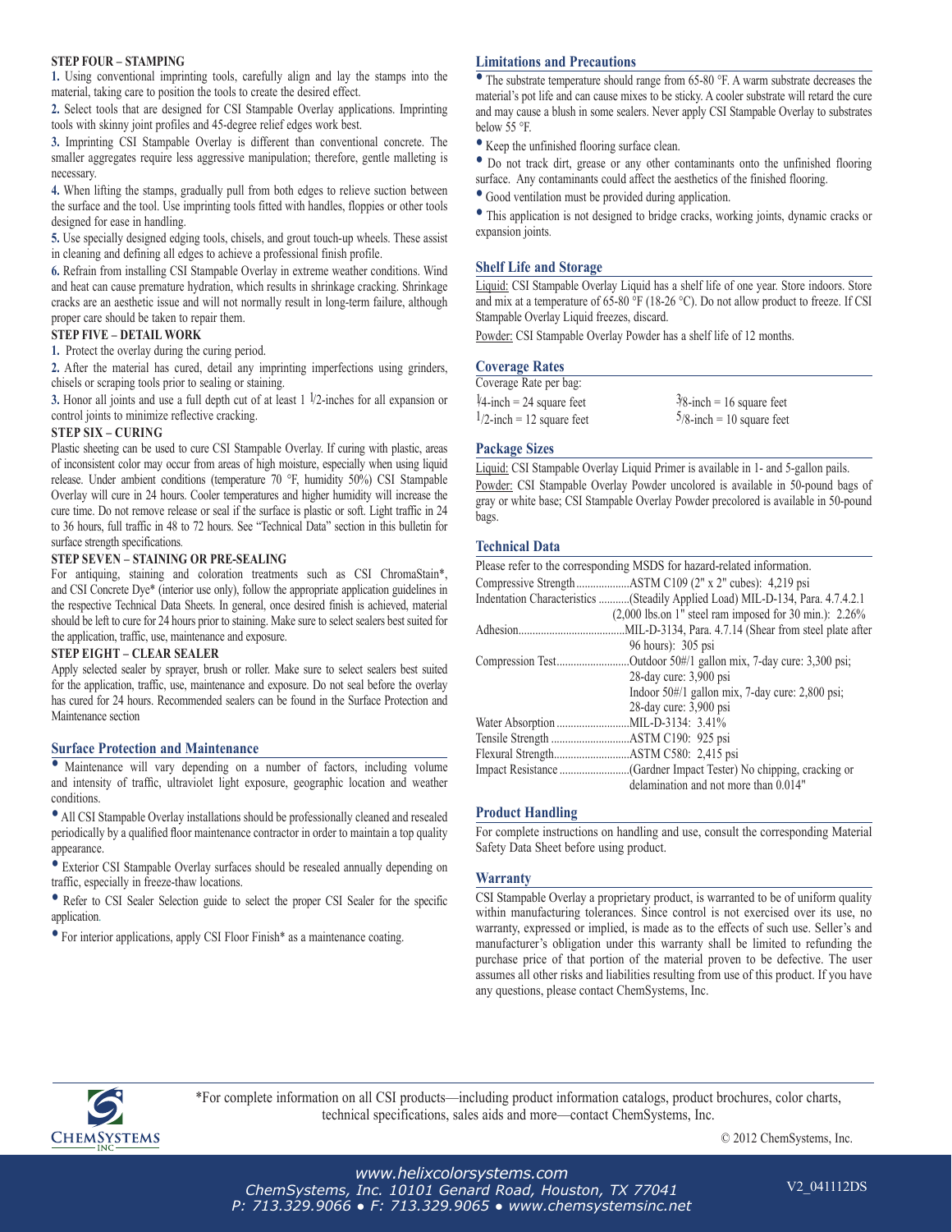**STEP FOUR – STAMPING**

**1.** Using conventional imprinting tools, carefully align and lay the stamps into the material, taking care to position the tools to create the desired effect.

**2.** Select tools that are designed for CSI Stampable Overlay applications. Imprinting tools with skinny joint profiles and 45-degree relief edges work best.

**3.** Imprinting CSI Stampable Overlay is different than conventional concrete. The smaller aggregates require less aggressive manipulation; therefore, gentle malleting is necessary.

**4.** When lifting the stamps, gradually pull from both edges to relieve suction between the surface and the tool. Use imprinting tools fitted with handles, floppies or other tools designed for ease in handling.

**5.** Use specially designed edging tools, chisels, and grout touch-up wheels. These assist in cleaning and defining all edges to achieve a professional finish profile.

**6.** Refrain from installing CSI Stampable Overlay in extreme weather conditions. Wind and heat can cause premature hydration, which results in shrinkage cracking. Shrinkage cracks are an aesthetic issue and will not normally result in long-term failure, although proper care should be taken to repair them.

**STEP FIVE – DETAIL WORK**

**1.** Protect the overlay during the curing period.

**2.** After the material has cured, detail any imprinting imperfections using grinders, chisels or scraping tools prior to sealing or staining.

**3.** Honor all joints and use a full depth cut of at least 1 1/2-inches for all expansion or control joints to minimize reflective cracking.

**STEP SIX – CURING**

Plastic sheeting can be used to cure CSI Stampable Overlay. If curing with plastic, areas of inconsistent color may occur from areas of high moisture, especially when using liquid release. Under ambient conditions (temperature 70 °F, humidity 50%) CSI Stampable Overlay will cure in 24 hours. Cooler temperatures and higher humidity will increase the cure time. Do not remove release or seal if the surface is plastic or soft. Light traffic in 24 to 36 hours, full traffic in 48 to 72 hours. See "Technical Data" section in this bulletin for surface strength specifications.

**STEP SEVEN – STAINING OR PRE-SEALING**

For antiquing, staining and coloration treatments such as CSI ChromaStain*, and CSI Concrete Dye* (interior use only), follow the appropriate application guidelines in the respective Technical Data Sheets. In general, once desired finish is achieved, material should be left to cure for 24 hours prior to staining. Make sure to select sealers best suited for the application, traffic, use, maintenance and exposure.

**STEP EIGHT – CLEAR SEALER**

Apply selected sealer by sprayer, brush or roller. Make sure to select sealers best suited for the application, traffic, use, maintenance and exposure. Do not seal before the overlay has cured for 24 hours. Recommended sealers can be found in the Surface Protection and Maintenance section

## Surface Protection and Maintenance

- Maintenance will vary depending on a number of factors, including volume and intensity of traffic, ultraviolet light exposure, geographic location and weather conditions.
- All CSI Stampable Overlay installations should be professionally cleaned and resealed periodically by a qualified floor maintenance contractor in order to maintain a top quality appearance.
- Exterior CSI Stampable Overlay surfaces should be resealed annually depending on traffic, especially in freeze-thaw locations.
- Refer to CSI Sealer Selection guide to select the proper CSI Sealer for the specific application.
- For interior applications, apply CSI Floor Finish* as a maintenance coating.

## Limitations and Precautions

- The substrate temperature should range from 65-80 °F. A warm substrate decreases the material's pot life and can cause mixes to be sticky. A cooler substrate will retard the cure and may cause a blush in some sealers. Never apply CSI Stampable Overlay to substrates below 55 °F.
- Keep the unfinished flooring surface clean.
- Do not track dirt, grease or any other contaminants onto the unfinished flooring surface. Any contaminants could affect the aesthetics of the finished flooring.
- Good ventilation must be provided during application.
- This application is not designed to bridge cracks, working joints, dynamic cracks or expansion joints.

## Shelf Life and Storage

Liquid: CSI Stampable Overlay Liquid has a shelf life of one year. Store indoors. Store and mix at a temperature of 65-80 °F (18-26 °C). Do not allow product to freeze. If CSI Stampable Overlay Liquid freezes, discard.

Powder: CSI Stampable Overlay Powder has a shelf life of 12 months.

## Coverage Rates

Coverage Rate per bag:

| | |
|---|---|
| 1/4-inch = 24 square feet | 3/8-inch = 16 square feet |
| 1/2-inch = 12 square feet | 5/8-inch = 10 square feet |

## Package Sizes

Liquid: CSI Stampable Overlay Liquid Primer is available in 1- and 5-gallon pails.

Powder: CSI Stampable Overlay Powder uncolored is available in 50-pound bags of gray or white base; CSI Stampable Overlay Powder precolored is available in 50-pound bags.

## Technical Data

Please refer to the corresponding MSDS for hazard-related information.

| | |
|---|---|
| Compressive Strength | ASTM C109 (2" x 2" cubes): 4,219 psi |
| Indentation Characteristics | (Steadily Applied Load) MIL-D-134, Para. 4.7.4.2.1 (2,000 lbs.on 1" steel ram imposed for 30 min.): 2.26% |
| Adhesion | MIL-D-3134, Para. 4.7.14 (Shear from steel plate after 96 hours): 305 psi |
| Compression Test | Outdoor 50#/1 gallon mix, 7-day cure: 3,300 psi; 28-day cure: 3,900 psi<br>Indoor 50#/1 gallon mix, 7-day cure: 2,800 psi; 28-day cure: 3,900 psi |
| Water Absorption | MIL-D-3134: 3.41% |
| Tensile Strength | ASTM C190: 925 psi |
| Flexural Strength | ASTM C580: 2,415 psi |
| Impact Resistance | (Gardner Impact Tester) No chipping, cracking or delamination and not more than 0.014" |

## Product Handling

For complete instructions on handling and use, consult the corresponding Material Safety Data Sheet before using product.

## Warranty

CSI Stampable Overlay a proprietary product, is warranted to be of uniform quality within manufacturing tolerances. Since control is not exercised over its use, no warranty, expressed or implied, is made as to the effects of such use. Seller's and manufacturer's obligation under this warranty shall be limited to refunding the purchase price of that portion of the material proven to be defective. The user assumes all other risks and liabilities resulting from use of this product. If you have any questions, please contact ChemSystems, Inc.

*For complete information on all CSI products—including product information catalogs, product brochures, color charts, technical specifications, sales aids and more—contact ChemSystems, Inc.

ChemSystems Inc

© 2012 ChemSystems, Inc.

www.helixcolorsystems.com
ChemSystems, Inc. 10101 Genard Road, Houston, TX 77041
P: 713.329.9066 • F: 713.329.9065 • www.chemsystemsinc.net

V2_041112DS